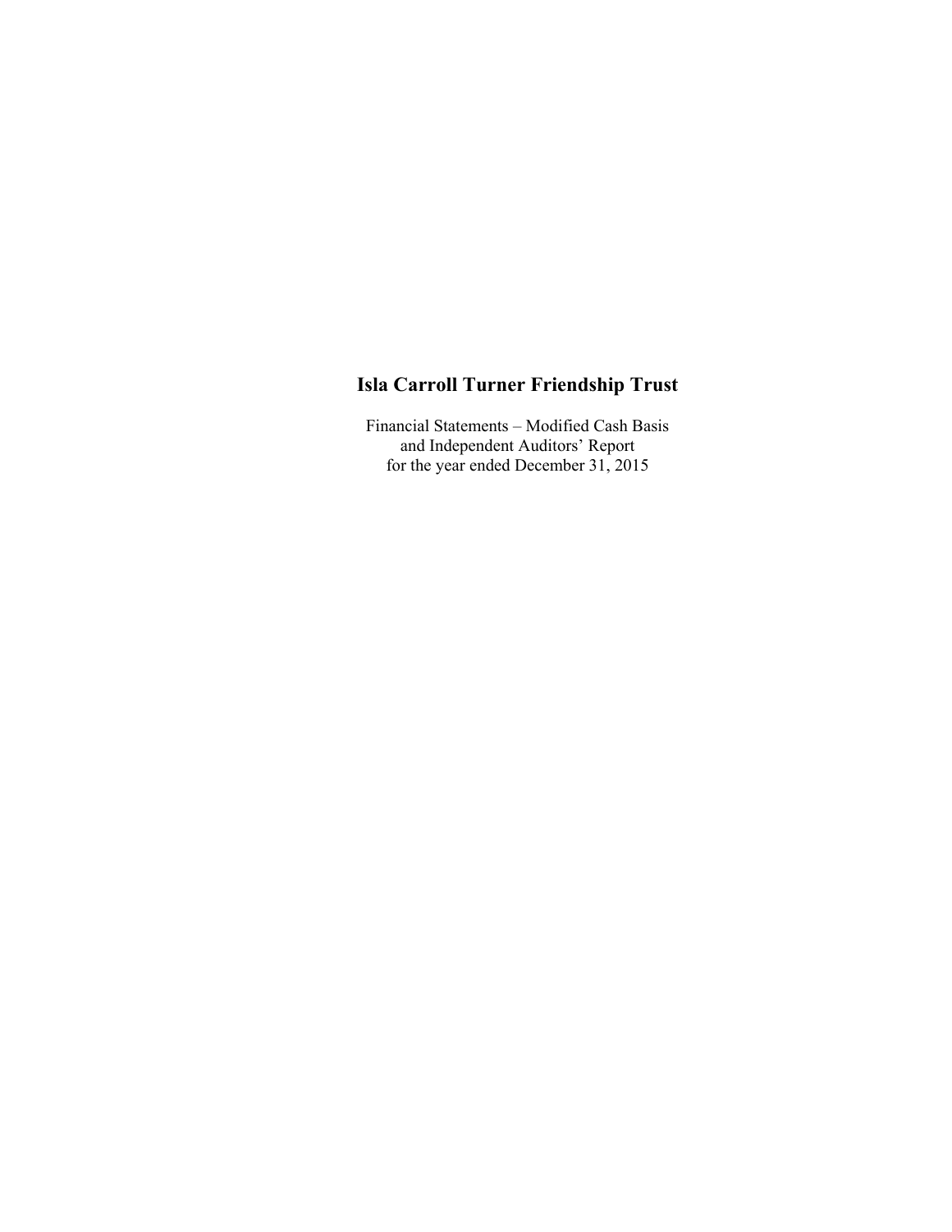# Isla Carroll Turner Friendship Trust

Financial Statements – Modified Cash Basis
and Independent Auditors' Report
for the year ended December 31, 2015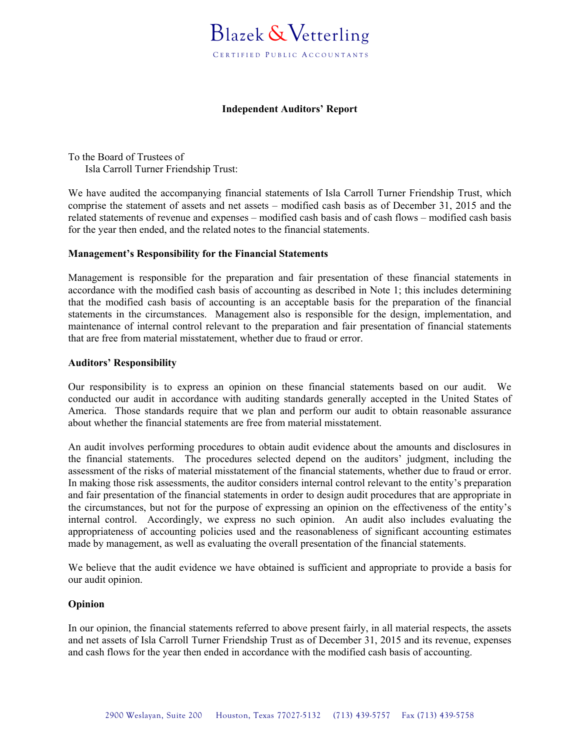Blazek & Vetterling

CERTIFIED PUBLIC ACCOUNTANTS

## Independent Auditors' Report

To the Board of Trustees of
Isla Carroll Turner Friendship Trust:

We have audited the accompanying financial statements of Isla Carroll Turner Friendship Trust, which comprise the statement of assets and net assets – modified cash basis as of December 31, 2015 and the related statements of revenue and expenses – modified cash basis and of cash flows – modified cash basis for the year then ended, and the related notes to the financial statements.

### Management's Responsibility for the Financial Statements

Management is responsible for the preparation and fair presentation of these financial statements in accordance with the modified cash basis of accounting as described in Note 1; this includes determining that the modified cash basis of accounting is an acceptable basis for the preparation of the financial statements in the circumstances. Management also is responsible for the design, implementation, and maintenance of internal control relevant to the preparation and fair presentation of financial statements that are free from material misstatement, whether due to fraud or error.

### Auditors' Responsibility

Our responsibility is to express an opinion on these financial statements based on our audit. We conducted our audit in accordance with auditing standards generally accepted in the United States of America. Those standards require that we plan and perform our audit to obtain reasonable assurance about whether the financial statements are free from material misstatement.

An audit involves performing procedures to obtain audit evidence about the amounts and disclosures in the financial statements. The procedures selected depend on the auditors' judgment, including the assessment of the risks of material misstatement of the financial statements, whether due to fraud or error. In making those risk assessments, the auditor considers internal control relevant to the entity's preparation and fair presentation of the financial statements in order to design audit procedures that are appropriate in the circumstances, but not for the purpose of expressing an opinion on the effectiveness of the entity's internal control. Accordingly, we express no such opinion. An audit also includes evaluating the appropriateness of accounting policies used and the reasonableness of significant accounting estimates made by management, as well as evaluating the overall presentation of the financial statements.

We believe that the audit evidence we have obtained is sufficient and appropriate to provide a basis for our audit opinion.

### Opinion

In our opinion, the financial statements referred to above present fairly, in all material respects, the assets and net assets of Isla Carroll Turner Friendship Trust as of December 31, 2015 and its revenue, expenses and cash flows for the year then ended in accordance with the modified cash basis of accounting.

2900 Weslayan, Suite 200 Houston, Texas 77027-5132 (713) 439-5757 Fax (713) 439-5758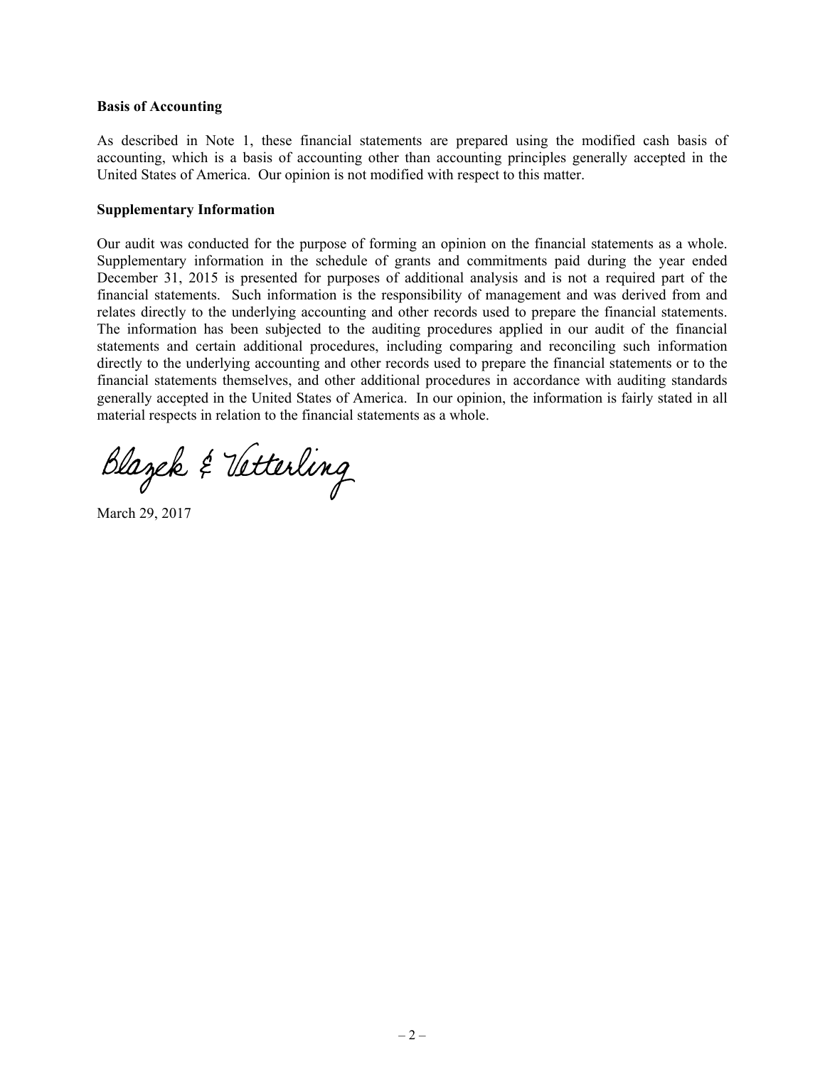**Basis of Accounting**

As described in Note 1, these financial statements are prepared using the modified cash basis of accounting, which is a basis of accounting other than accounting principles generally accepted in the United States of America. Our opinion is not modified with respect to this matter.

**Supplementary Information**

Our audit was conducted for the purpose of forming an opinion on the financial statements as a whole. Supplementary information in the schedule of grants and commitments paid during the year ended December 31, 2015 is presented for purposes of additional analysis and is not a required part of the financial statements. Such information is the responsibility of management and was derived from and relates directly to the underlying accounting and other records used to prepare the financial statements. The information has been subjected to the auditing procedures applied in our audit of the financial statements and certain additional procedures, including comparing and reconciling such information directly to the underlying accounting and other records used to prepare the financial statements or to the financial statements themselves, and other additional procedures in accordance with auditing standards generally accepted in the United States of America. In our opinion, the information is fairly stated in all material respects in relation to the financial statements as a whole.

Blazek & Vetterling

March 29, 2017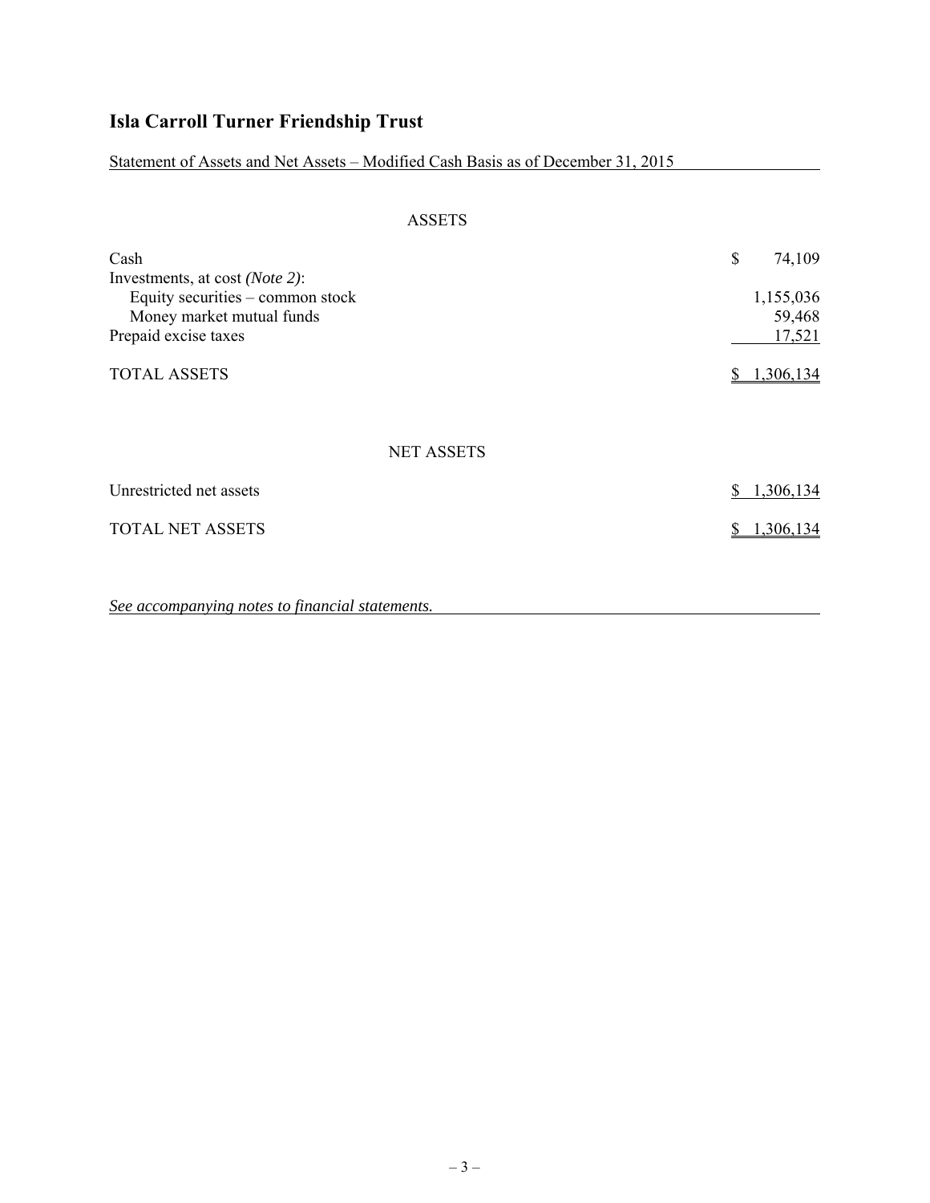# Isla Carroll Turner Friendship Trust

Statement of Assets and Net Assets – Modified Cash Basis as of December 31, 2015

## ASSETS

| | |
|---|---|
| Cash | $ 74,109 |
| Investments, at cost *(Note 2)*: | |
| Equity securities – common stock | 1,155,036 |
| Money market mutual funds | 59,468 |
| Prepaid excise taxes | 17,521 |
| TOTAL ASSETS | $ 1,306,134 |

## NET ASSETS

| | |
|---|---|
| Unrestricted net assets | $ 1,306,134 |
| TOTAL NET ASSETS | $ 1,306,134 |

*See accompanying notes to financial statements.*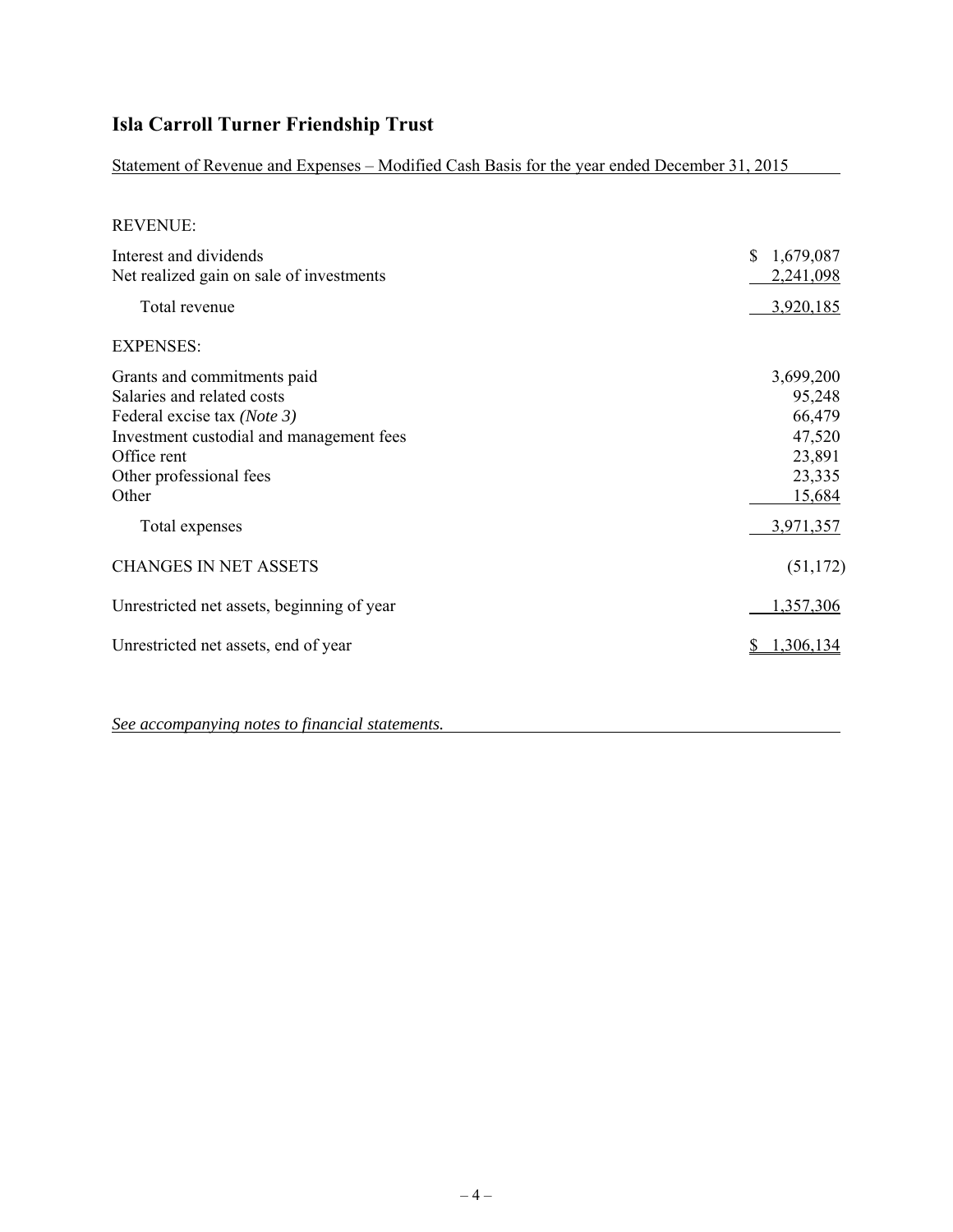# Isla Carroll Turner Friendship Trust

Statement of Revenue and Expenses – Modified Cash Basis for the year ended December 31, 2015

| | |
|---|---|
| REVENUE: | |
| Interest and dividends | $ 1,679,087 |
| Net realized gain on sale of investments | 2,241,098 |
| Total revenue | 3,920,185 |
| EXPENSES: | |
| Grants and commitments paid | 3,699,200 |
| Salaries and related costs | 95,248 |
| Federal excise tax *(Note 3)* | 66,479 |
| Investment custodial and management fees | 47,520 |
| Office rent | 23,891 |
| Other professional fees | 23,335 |
| Other | 15,684 |
| Total expenses | 3,971,357 |
| CHANGES IN NET ASSETS | (51,172) |
| Unrestricted net assets, beginning of year | 1,357,306 |
| Unrestricted net assets, end of year | $ 1,306,134 |

*See accompanying notes to financial statements.*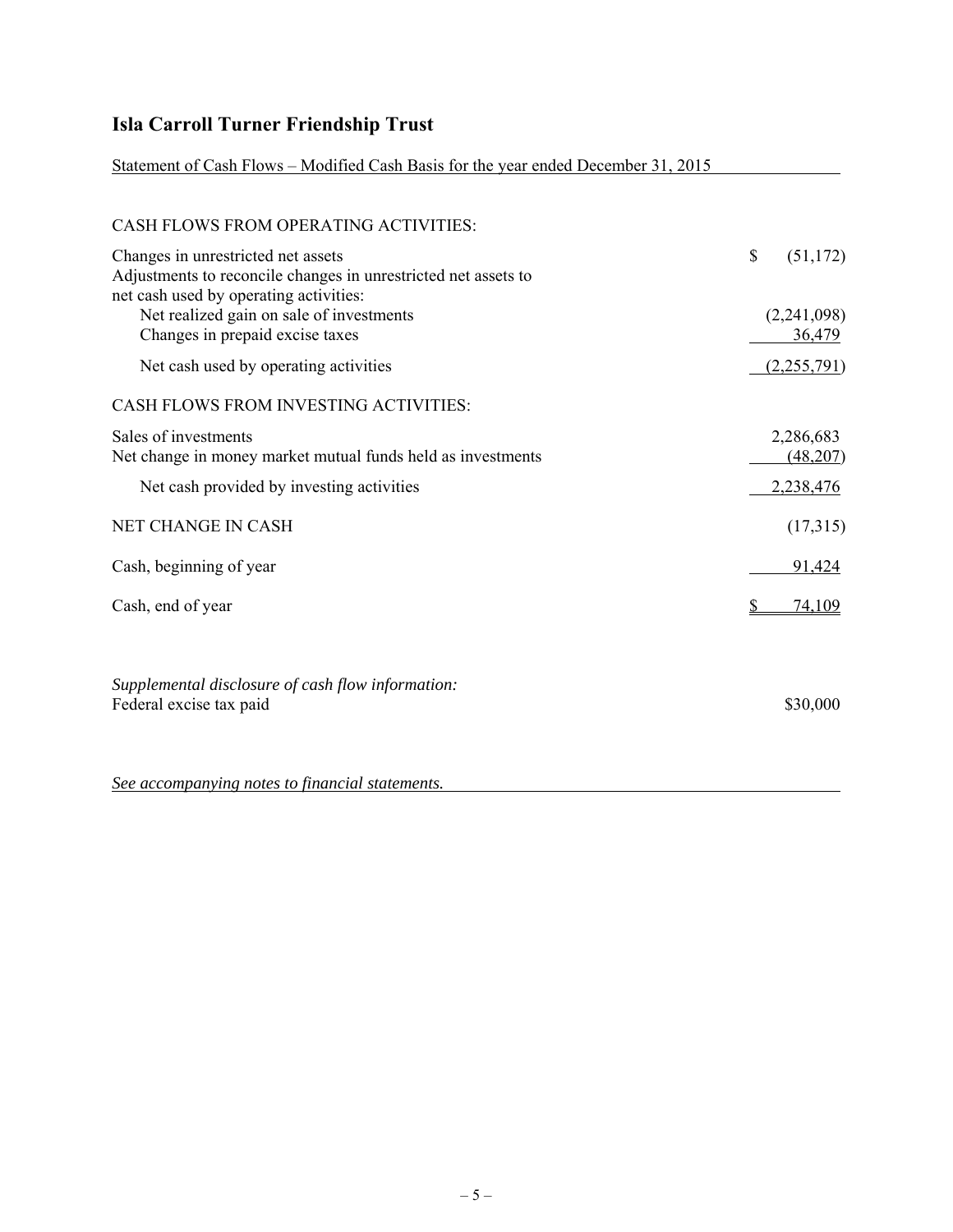# Isla Carroll Turner Friendship Trust

Statement of Cash Flows – Modified Cash Basis for the year ended December 31, 2015

| | |
|---|---|
| CASH FLOWS FROM OPERATING ACTIVITIES: | |
| Changes in unrestricted net assets | $ (51,172) |
| Adjustments to reconcile changes in unrestricted net assets to net cash used by operating activities: | |
| Net realized gain on sale of investments | (2,241,098) |
| Changes in prepaid excise taxes | 36,479 |
| Net cash used by operating activities | (2,255,791) |
| CASH FLOWS FROM INVESTING ACTIVITIES: | |
| Sales of investments | 2,286,683 |
| Net change in money market mutual funds held as investments | (48,207) |
| Net cash provided by investing activities | 2,238,476 |
| NET CHANGE IN CASH | (17,315) |
| Cash, beginning of year | 91,424 |
| Cash, end of year | $ 74,109 |

*Supplemental disclosure of cash flow information:*

| | |
|---|---|
| Federal excise tax paid | $30,000 |

*See accompanying notes to financial statements.*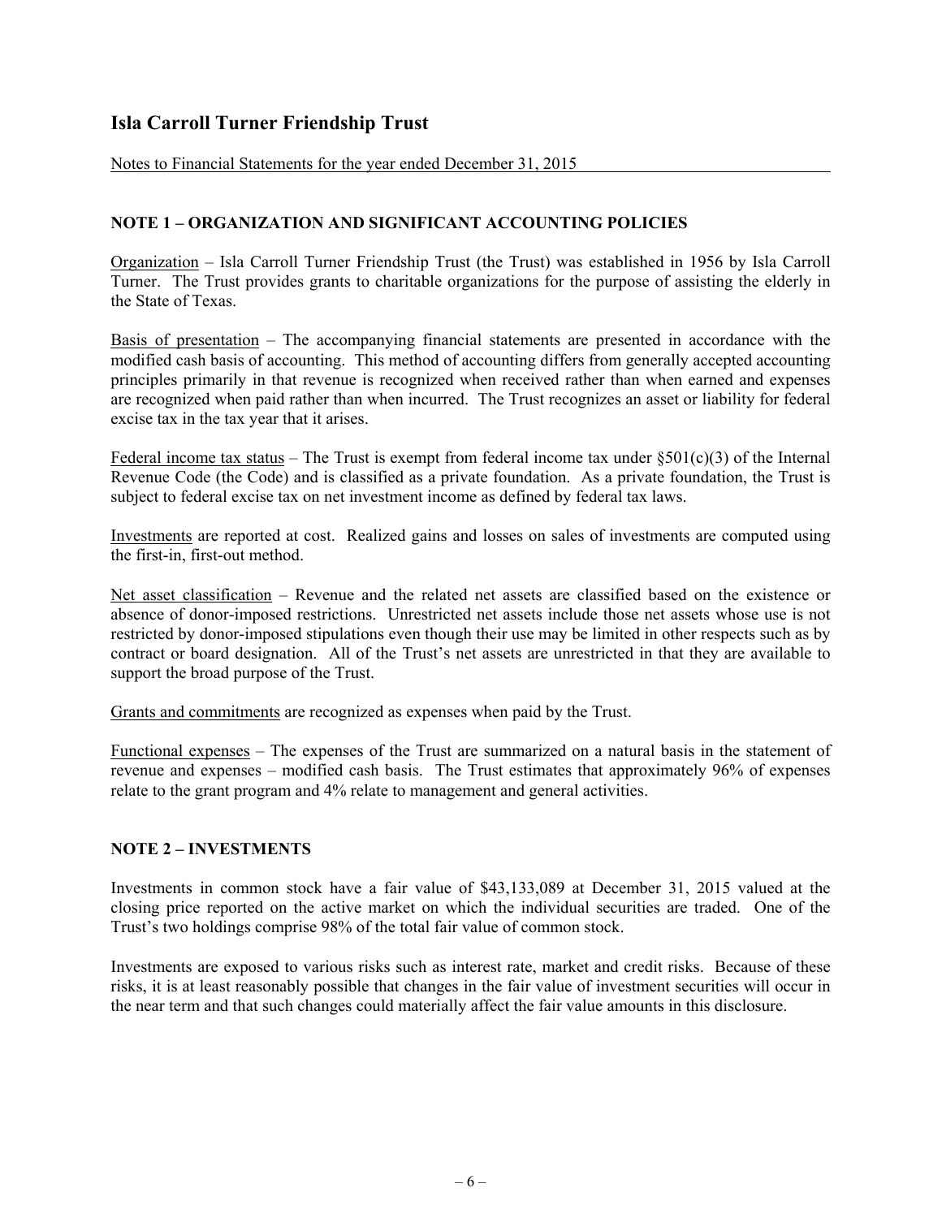# Isla Carroll Turner Friendship Trust

Notes to Financial Statements for the year ended December 31, 2015

## NOTE 1 – ORGANIZATION AND SIGNIFICANT ACCOUNTING POLICIES

Organization – Isla Carroll Turner Friendship Trust (the Trust) was established in 1956 by Isla Carroll Turner. The Trust provides grants to charitable organizations for the purpose of assisting the elderly in the State of Texas.

Basis of presentation – The accompanying financial statements are presented in accordance with the modified cash basis of accounting. This method of accounting differs from generally accepted accounting principles primarily in that revenue is recognized when received rather than when earned and expenses are recognized when paid rather than when incurred. The Trust recognizes an asset or liability for federal excise tax in the tax year that it arises.

Federal income tax status – The Trust is exempt from federal income tax under §501(c)(3) of the Internal Revenue Code (the Code) and is classified as a private foundation. As a private foundation, the Trust is subject to federal excise tax on net investment income as defined by federal tax laws.

Investments are reported at cost. Realized gains and losses on sales of investments are computed using the first-in, first-out method.

Net asset classification – Revenue and the related net assets are classified based on the existence or absence of donor-imposed restrictions. Unrestricted net assets include those net assets whose use is not restricted by donor-imposed stipulations even though their use may be limited in other respects such as by contract or board designation. All of the Trust's net assets are unrestricted in that they are available to support the broad purpose of the Trust.

Grants and commitments are recognized as expenses when paid by the Trust.

Functional expenses – The expenses of the Trust are summarized on a natural basis in the statement of revenue and expenses – modified cash basis. The Trust estimates that approximately 96% of expenses relate to the grant program and 4% relate to management and general activities.

## NOTE 2 – INVESTMENTS

Investments in common stock have a fair value of $43,133,089 at December 31, 2015 valued at the closing price reported on the active market on which the individual securities are traded. One of the Trust's two holdings comprise 98% of the total fair value of common stock.

Investments are exposed to various risks such as interest rate, market and credit risks. Because of these risks, it is at least reasonably possible that changes in the fair value of investment securities will occur in the near term and that such changes could materially affect the fair value amounts in this disclosure.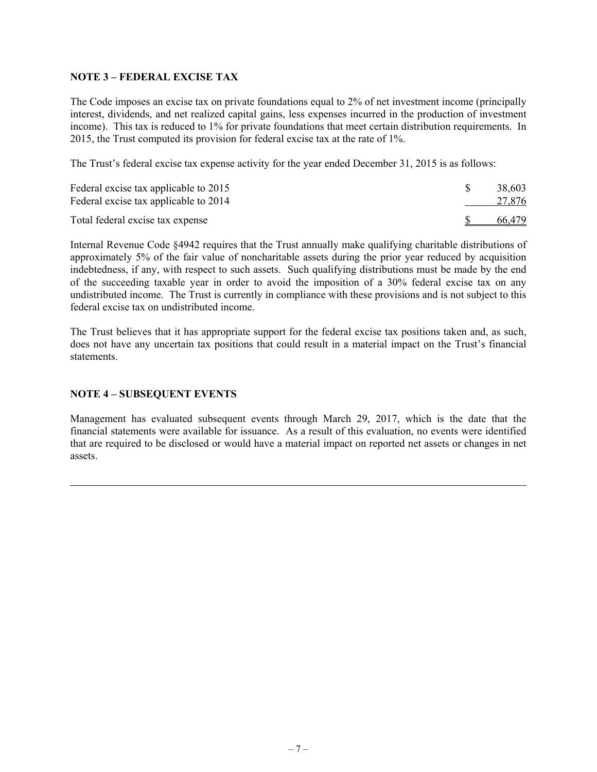**NOTE 3 – FEDERAL EXCISE TAX**

The Code imposes an excise tax on private foundations equal to 2% of net investment income (principally interest, dividends, and net realized capital gains, less expenses incurred in the production of investment income). This tax is reduced to 1% for private foundations that meet certain distribution requirements. In 2015, the Trust computed its provision for federal excise tax at the rate of 1%.

The Trust's federal excise tax expense activity for the year ended December 31, 2015 is as follows:

| | |
|---|---|
| Federal excise tax applicable to 2015 | $ 38,603 |
| Federal excise tax applicable to 2014 | 27,876 |
| Total federal excise tax expense | $ 66,479 |

Internal Revenue Code §4942 requires that the Trust annually make qualifying charitable distributions of approximately 5% of the fair value of noncharitable assets during the prior year reduced by acquisition indebtedness, if any, with respect to such assets. Such qualifying distributions must be made by the end of the succeeding taxable year in order to avoid the imposition of a 30% federal excise tax on any undistributed income. The Trust is currently in compliance with these provisions and is not subject to this federal excise tax on undistributed income.

The Trust believes that it has appropriate support for the federal excise tax positions taken and, as such, does not have any uncertain tax positions that could result in a material impact on the Trust's financial statements.

**NOTE 4 – SUBSEQUENT EVENTS**

Management has evaluated subsequent events through March 29, 2017, which is the date that the financial statements were available for issuance. As a result of this evaluation, no events were identified that are required to be disclosed or would have a material impact on reported net assets or changes in net assets.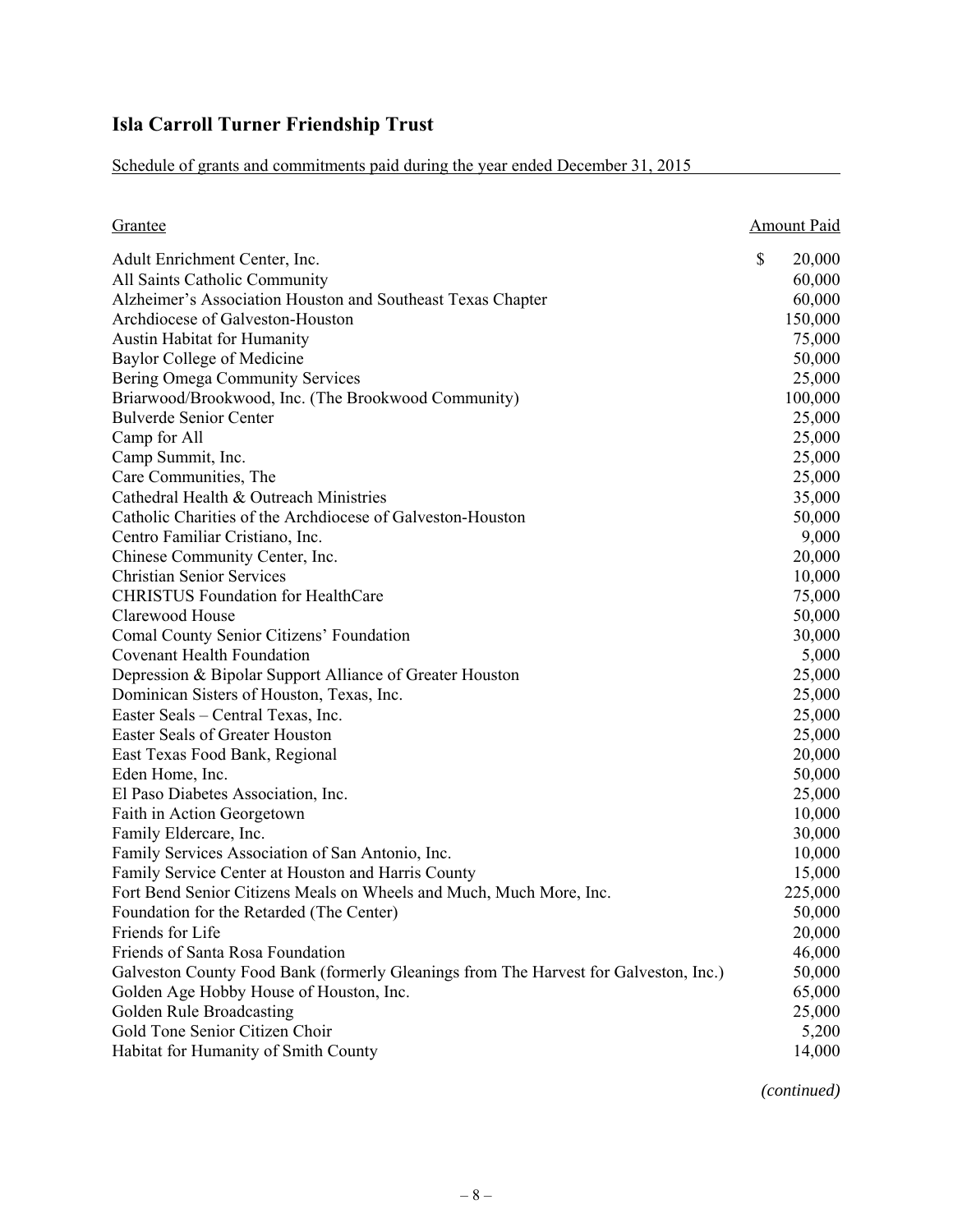# Isla Carroll Turner Friendship Trust

Schedule of grants and commitments paid during the year ended December 31, 2015

| Grantee | Amount Paid |
|---|---|
| Adult Enrichment Center, Inc. | $ 20,000 |
| All Saints Catholic Community | 60,000 |
| Alzheimer's Association Houston and Southeast Texas Chapter | 60,000 |
| Archdiocese of Galveston-Houston | 150,000 |
| Austin Habitat for Humanity | 75,000 |
| Baylor College of Medicine | 50,000 |
| Bering Omega Community Services | 25,000 |
| Briarwood/Brookwood, Inc. (The Brookwood Community) | 100,000 |
| Bulverde Senior Center | 25,000 |
| Camp for All | 25,000 |
| Camp Summit, Inc. | 25,000 |
| Care Communities, The | 25,000 |
| Cathedral Health & Outreach Ministries | 35,000 |
| Catholic Charities of the Archdiocese of Galveston-Houston | 50,000 |
| Centro Familiar Cristiano, Inc. | 9,000 |
| Chinese Community Center, Inc. | 20,000 |
| Christian Senior Services | 10,000 |
| CHRISTUS Foundation for HealthCare | 75,000 |
| Clarewood House | 50,000 |
| Comal County Senior Citizens' Foundation | 30,000 |
| Covenant Health Foundation | 5,000 |
| Depression & Bipolar Support Alliance of Greater Houston | 25,000 |
| Dominican Sisters of Houston, Texas, Inc. | 25,000 |
| Easter Seals – Central Texas, Inc. | 25,000 |
| Easter Seals of Greater Houston | 25,000 |
| East Texas Food Bank, Regional | 20,000 |
| Eden Home, Inc. | 50,000 |
| El Paso Diabetes Association, Inc. | 25,000 |
| Faith in Action Georgetown | 10,000 |
| Family Eldercare, Inc. | 30,000 |
| Family Services Association of San Antonio, Inc. | 10,000 |
| Family Service Center at Houston and Harris County | 15,000 |
| Fort Bend Senior Citizens Meals on Wheels and Much, Much More, Inc. | 225,000 |
| Foundation for the Retarded (The Center) | 50,000 |
| Friends for Life | 20,000 |
| Friends of Santa Rosa Foundation | 46,000 |
| Galveston County Food Bank (formerly Gleanings from The Harvest for Galveston, Inc.) | 50,000 |
| Golden Age Hobby House of Houston, Inc. | 65,000 |
| Golden Rule Broadcasting | 25,000 |
| Gold Tone Senior Citizen Choir | 5,200 |
| Habitat for Humanity of Smith County | 14,000 |

*(continued)*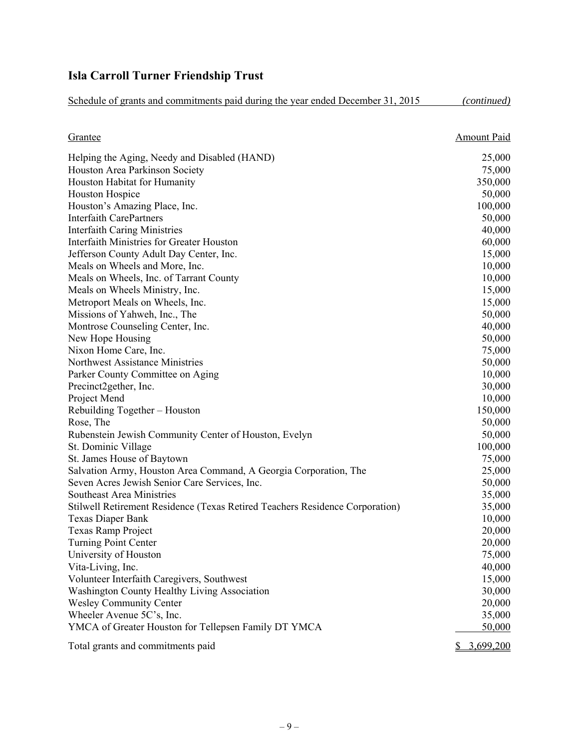# Isla Carroll Turner Friendship Trust

Schedule of grants and commitments paid during the year ended December 31, 2015 *(continued)*

| Grantee | Amount Paid |
|---|---|
| Helping the Aging, Needy and Disabled (HAND) | 25,000 |
| Houston Area Parkinson Society | 75,000 |
| Houston Habitat for Humanity | 350,000 |
| Houston Hospice | 50,000 |
| Houston's Amazing Place, Inc. | 100,000 |
| Interfaith CarePartners | 50,000 |
| Interfaith Caring Ministries | 40,000 |
| Interfaith Ministries for Greater Houston | 60,000 |
| Jefferson County Adult Day Center, Inc. | 15,000 |
| Meals on Wheels and More, Inc. | 10,000 |
| Meals on Wheels, Inc. of Tarrant County | 10,000 |
| Meals on Wheels Ministry, Inc. | 15,000 |
| Metroport Meals on Wheels, Inc. | 15,000 |
| Missions of Yahweh, Inc., The | 50,000 |
| Montrose Counseling Center, Inc. | 40,000 |
| New Hope Housing | 50,000 |
| Nixon Home Care, Inc. | 75,000 |
| Northwest Assistance Ministries | 50,000 |
| Parker County Committee on Aging | 10,000 |
| Precinct2gether, Inc. | 30,000 |
| Project Mend | 10,000 |
| Rebuilding Together – Houston | 150,000 |
| Rose, The | 50,000 |
| Rubenstein Jewish Community Center of Houston, Evelyn | 50,000 |
| St. Dominic Village | 100,000 |
| St. James House of Baytown | 75,000 |
| Salvation Army, Houston Area Command, A Georgia Corporation, The | 25,000 |
| Seven Acres Jewish Senior Care Services, Inc. | 50,000 |
| Southeast Area Ministries | 35,000 |
| Stilwell Retirement Residence (Texas Retired Teachers Residence Corporation) | 35,000 |
| Texas Diaper Bank | 10,000 |
| Texas Ramp Project | 20,000 |
| Turning Point Center | 20,000 |
| University of Houston | 75,000 |
| Vita-Living, Inc. | 40,000 |
| Volunteer Interfaith Caregivers, Southwest | 15,000 |
| Washington County Healthy Living Association | 30,000 |
| Wesley Community Center | 20,000 |
| Wheeler Avenue 5C's, Inc. | 35,000 |
| YMCA of Greater Houston for Tellepsen Family DT YMCA | 50,000 |
| Total grants and commitments paid | $ 3,699,200 |